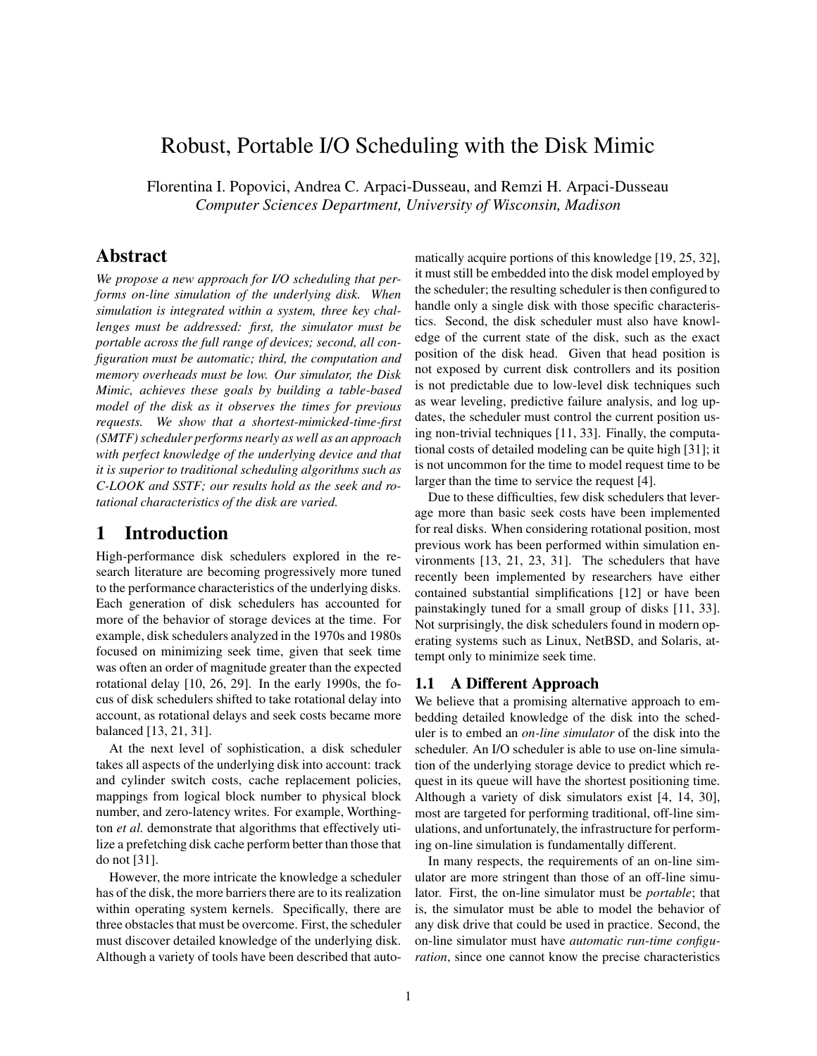# Robust, Portable I/O Scheduling with the Disk Mimic

Florentina I. Popovici, Andrea C. Arpaci-Dusseau, and Remzi H. Arpaci-Dusseau
*Computer Sciences Department, University of Wisconsin, Madison*

## Abstract

*We propose a new approach for I/O scheduling that performs on-line simulation of the underlying disk. When simulation is integrated within a system, three key challenges must be addressed: first, the simulator must be portable across the full range of devices; second, all configuration must be automatic; third, the computation and memory overheads must be low. Our simulator, the Disk Mimic, achieves these goals by building a table-based model of the disk as it observes the times for previous requests. We show that a shortest-mimicked-time-first (SMTF) scheduler performs nearly as well as an approach with perfect knowledge of the underlying device and that it is superior to traditional scheduling algorithms such as C-LOOK and SSTF; our results hold as the seek and rotational characteristics of the disk are varied.*

## 1 Introduction

High-performance disk schedulers explored in the research literature are becoming progressively more tuned to the performance characteristics of the underlying disks. Each generation of disk schedulers has accounted for more of the behavior of storage devices at the time. For example, disk schedulers analyzed in the 1970s and 1980s focused on minimizing seek time, given that seek time was often an order of magnitude greater than the expected rotational delay [10, 26, 29]. In the early 1990s, the focus of disk schedulers shifted to take rotational delay into account, as rotational delays and seek costs became more balanced [13, 21, 31].

At the next level of sophistication, a disk scheduler takes all aspects of the underlying disk into account: track and cylinder switch costs, cache replacement policies, mappings from logical block number to physical block number, and zero-latency writes. For example, Worthington *et al.* demonstrate that algorithms that effectively utilize a prefetching disk cache perform better than those that do not [31].

However, the more intricate the knowledge a scheduler has of the disk, the more barriers there are to its realization within operating system kernels. Specifically, there are three obstacles that must be overcome. First, the scheduler must discover detailed knowledge of the underlying disk. Although a variety of tools have been described that automatically acquire portions of this knowledge [19, 25, 32], it must still be embedded into the disk model employed by the scheduler; the resulting scheduler is then configured to handle only a single disk with those specific characteristics. Second, the disk scheduler must also have knowledge of the current state of the disk, such as the exact position of the disk head. Given that head position is not exposed by current disk controllers and its position is not predictable due to low-level disk techniques such as wear leveling, predictive failure analysis, and log updates, the scheduler must control the current position using non-trivial techniques [11, 33]. Finally, the computational costs of detailed modeling can be quite high [31]; it is not uncommon for the time to model request time to be larger than the time to service the request [4].

Due to these difficulties, few disk schedulers that leverage more than basic seek costs have been implemented for real disks. When considering rotational position, most previous work has been performed within simulation environments [13, 21, 23, 31]. The schedulers that have recently been implemented by researchers have either contained substantial simplifications [12] or have been painstakingly tuned for a small group of disks [11, 33]. Not surprisingly, the disk schedulers found in modern operating systems such as Linux, NetBSD, and Solaris, attempt only to minimize seek time.

### 1.1 A Different Approach

We believe that a promising alternative approach to embedding detailed knowledge of the disk into the scheduler is to embed an *on-line simulator* of the disk into the scheduler. An I/O scheduler is able to use on-line simulation of the underlying storage device to predict which request in its queue will have the shortest positioning time. Although a variety of disk simulators exist [4, 14, 30], most are targeted for performing traditional, off-line simulations, and unfortunately, the infrastructure for performing on-line simulation is fundamentally different.

In many respects, the requirements of an on-line simulator are more stringent than those of an off-line simulator. First, the on-line simulator must be *portable*; that is, the simulator must be able to model the behavior of any disk drive that could be used in practice. Second, the on-line simulator must have *automatic run-time configuration*, since one cannot know the precise characteristics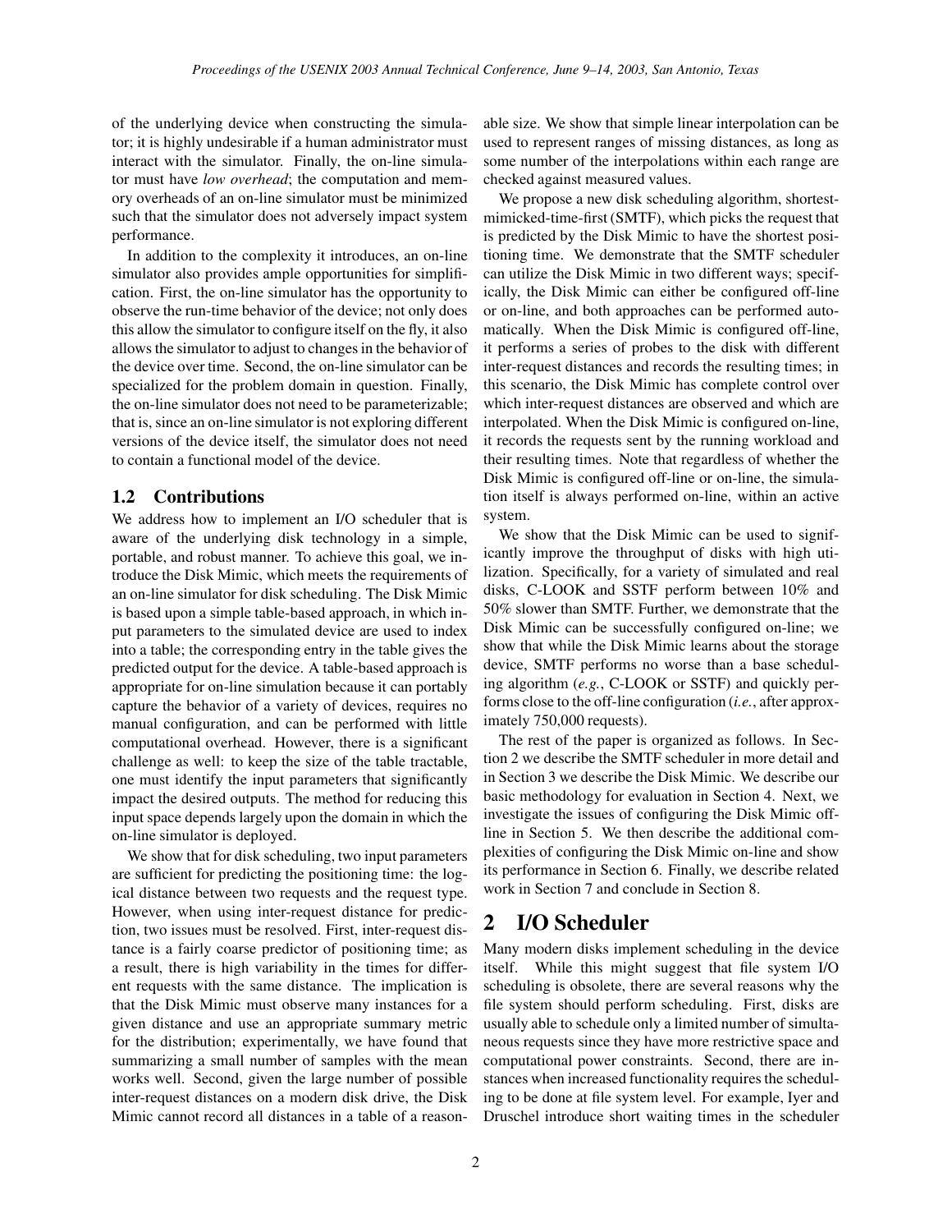of the underlying device when constructing the simulator; it is highly undesirable if a human administrator must interact with the simulator. Finally, the on-line simulator must have *low overhead*; the computation and memory overheads of an on-line simulator must be minimized such that the simulator does not adversely impact system performance.

In addition to the complexity it introduces, an on-line simulator also provides ample opportunities for simplification. First, the on-line simulator has the opportunity to observe the run-time behavior of the device; not only does this allow the simulator to configure itself on the fly, it also allows the simulator to adjust to changes in the behavior of the device over time. Second, the on-line simulator can be specialized for the problem domain in question. Finally, the on-line simulator does not need to be parameterizable; that is, since an on-line simulator is not exploring different versions of the device itself, the simulator does not need to contain a functional model of the device.

## 1.2 Contributions

We address how to implement an I/O scheduler that is aware of the underlying disk technology in a simple, portable, and robust manner. To achieve this goal, we introduce the Disk Mimic, which meets the requirements of an on-line simulator for disk scheduling. The Disk Mimic is based upon a simple table-based approach, in which input parameters to the simulated device are used to index into a table; the corresponding entry in the table gives the predicted output for the device. A table-based approach is appropriate for on-line simulation because it can portably capture the behavior of a variety of devices, requires no manual configuration, and can be performed with little computational overhead. However, there is a significant challenge as well: to keep the size of the table tractable, one must identify the input parameters that significantly impact the desired outputs. The method for reducing this input space depends largely upon the domain in which the on-line simulator is deployed.

We show that for disk scheduling, two input parameters are sufficient for predicting the positioning time: the logical distance between two requests and the request type. However, when using inter-request distance for prediction, two issues must be resolved. First, inter-request distance is a fairly coarse predictor of positioning time; as a result, there is high variability in the times for different requests with the same distance. The implication is that the Disk Mimic must observe many instances for a given distance and use an appropriate summary metric for the distribution; experimentally, we have found that summarizing a small number of samples with the mean works well. Second, given the large number of possible inter-request distances on a modern disk drive, the Disk Mimic cannot record all distances in a table of a reasonable size. We show that simple linear interpolation can be used to represent ranges of missing distances, as long as some number of the interpolations within each range are checked against measured values.

We propose a new disk scheduling algorithm, shortest-mimicked-time-first (SMTF), which picks the request that is predicted by the Disk Mimic to have the shortest positioning time. We demonstrate that the SMTF scheduler can utilize the Disk Mimic in two different ways; specifically, the Disk Mimic can either be configured off-line or on-line, and both approaches can be performed automatically. When the Disk Mimic is configured off-line, it performs a series of probes to the disk with different inter-request distances and records the resulting times; in this scenario, the Disk Mimic has complete control over which inter-request distances are observed and which are interpolated. When the Disk Mimic is configured on-line, it records the requests sent by the running workload and their resulting times. Note that regardless of whether the Disk Mimic is configured off-line or on-line, the simulation itself is always performed on-line, within an active system.

We show that the Disk Mimic can be used to significantly improve the throughput of disks with high utilization. Specifically, for a variety of simulated and real disks, C-LOOK and SSTF perform between 10% and 50% slower than SMTF. Further, we demonstrate that the Disk Mimic can be successfully configured on-line; we show that while the Disk Mimic learns about the storage device, SMTF performs no worse than a base scheduling algorithm (*e.g.*, C-LOOK or SSTF) and quickly performs close to the off-line configuration (*i.e.*, after approximately 750,000 requests).

The rest of the paper is organized as follows. In Section 2 we describe the SMTF scheduler in more detail and in Section 3 we describe the Disk Mimic. We describe our basic methodology for evaluation in Section 4. Next, we investigate the issues of configuring the Disk Mimic off-line in Section 5. We then describe the additional complexities of configuring the Disk Mimic on-line and show its performance in Section 6. Finally, we describe related work in Section 7 and conclude in Section 8.

# 2 I/O Scheduler

Many modern disks implement scheduling in the device itself. While this might suggest that file system I/O scheduling is obsolete, there are several reasons why the file system should perform scheduling. First, disks are usually able to schedule only a limited number of simultaneous requests since they have more restrictive space and computational power constraints. Second, there are instances when increased functionality requires the scheduling to be done at file system level. For example, Iyer and Druschel introduce short waiting times in the scheduler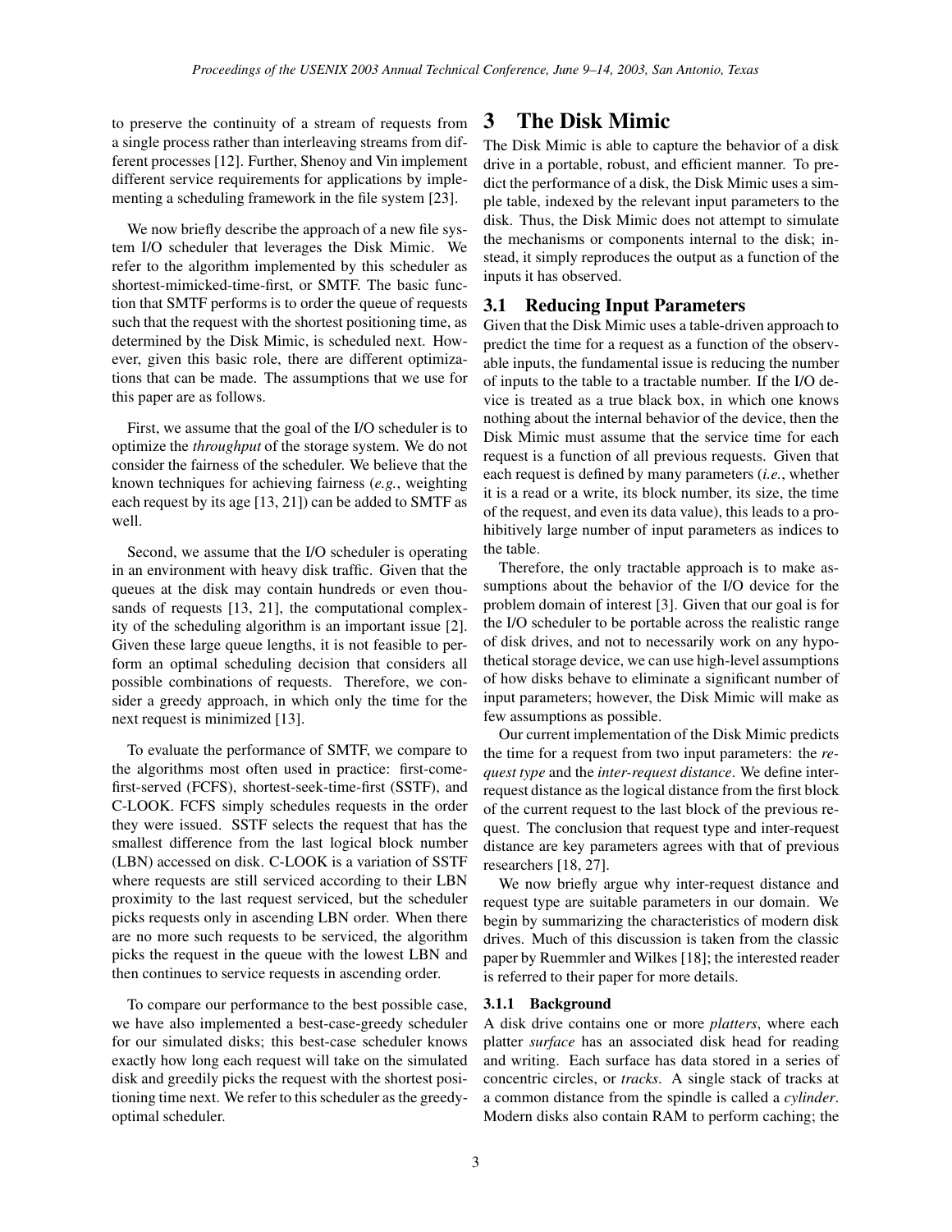to preserve the continuity of a stream of requests from a single process rather than interleaving streams from different processes [12]. Further, Shenoy and Vin implement different service requirements for applications by implementing a scheduling framework in the file system [23].

We now briefly describe the approach of a new file system I/O scheduler that leverages the Disk Mimic. We refer to the algorithm implemented by this scheduler as shortest-mimicked-time-first, or SMTF. The basic function that SMTF performs is to order the queue of requests such that the request with the shortest positioning time, as determined by the Disk Mimic, is scheduled next. However, given this basic role, there are different optimizations that can be made. The assumptions that we use for this paper are as follows.

First, we assume that the goal of the I/O scheduler is to optimize the *throughput* of the storage system. We do not consider the fairness of the scheduler. We believe that the known techniques for achieving fairness (*e.g.*, weighting each request by its age [13, 21]) can be added to SMTF as well.

Second, we assume that the I/O scheduler is operating in an environment with heavy disk traffic. Given that the queues at the disk may contain hundreds or even thousands of requests [13, 21], the computational complexity of the scheduling algorithm is an important issue [2]. Given these large queue lengths, it is not feasible to perform an optimal scheduling decision that considers all possible combinations of requests. Therefore, we consider a greedy approach, in which only the time for the next request is minimized [13].

To evaluate the performance of SMTF, we compare to the algorithms most often used in practice: first-come-first-served (FCFS), shortest-seek-time-first (SSTF), and C-LOOK. FCFS simply schedules requests in the order they were issued. SSTF selects the request that has the smallest difference from the last logical block number (LBN) accessed on disk. C-LOOK is a variation of SSTF where requests are still serviced according to their LBN proximity to the last request serviced, but the scheduler picks requests only in ascending LBN order. When there are no more such requests to be serviced, the algorithm picks the request in the queue with the lowest LBN and then continues to service requests in ascending order.

To compare our performance to the best possible case, we have also implemented a best-case-greedy scheduler for our simulated disks; this best-case scheduler knows exactly how long each request will take on the simulated disk and greedily picks the request with the shortest positioning time next. We refer to this scheduler as the greedy-optimal scheduler.

# 3 The Disk Mimic

The Disk Mimic is able to capture the behavior of a disk drive in a portable, robust, and efficient manner. To predict the performance of a disk, the Disk Mimic uses a simple table, indexed by the relevant input parameters to the disk. Thus, the Disk Mimic does not attempt to simulate the mechanisms or components internal to the disk; instead, it simply reproduces the output as a function of the inputs it has observed.

## 3.1 Reducing Input Parameters

Given that the Disk Mimic uses a table-driven approach to predict the time for a request as a function of the observable inputs, the fundamental issue is reducing the number of inputs to the table to a tractable number. If the I/O device is treated as a true black box, in which one knows nothing about the internal behavior of the device, then the Disk Mimic must assume that the service time for each request is a function of all previous requests. Given that each request is defined by many parameters (*i.e.*, whether it is a read or a write, its block number, its size, the time of the request, and even its data value), this leads to a prohibitively large number of input parameters as indices to the table.

Therefore, the only tractable approach is to make assumptions about the behavior of the I/O device for the problem domain of interest [3]. Given that our goal is for the I/O scheduler to be portable across the realistic range of disk drives, and not to necessarily work on any hypothetical storage device, we can use high-level assumptions of how disks behave to eliminate a significant number of input parameters; however, the Disk Mimic will make as few assumptions as possible.

Our current implementation of the Disk Mimic predicts the time for a request from two input parameters: the *request type* and the *inter-request distance*. We define inter-request distance as the logical distance from the first block of the current request to the last block of the previous request. The conclusion that request type and inter-request distance are key parameters agrees with that of previous researchers [18, 27].

We now briefly argue why inter-request distance and request type are suitable parameters in our domain. We begin by summarizing the characteristics of modern disk drives. Much of this discussion is taken from the classic paper by Ruemmler and Wilkes [18]; the interested reader is referred to their paper for more details.

### 3.1.1 Background

A disk drive contains one or more *platters*, where each platter *surface* has an associated disk head for reading and writing. Each surface has data stored in a series of concentric circles, or *tracks*. A single stack of tracks at a common distance from the spindle is called a *cylinder*. Modern disks also contain RAM to perform caching; the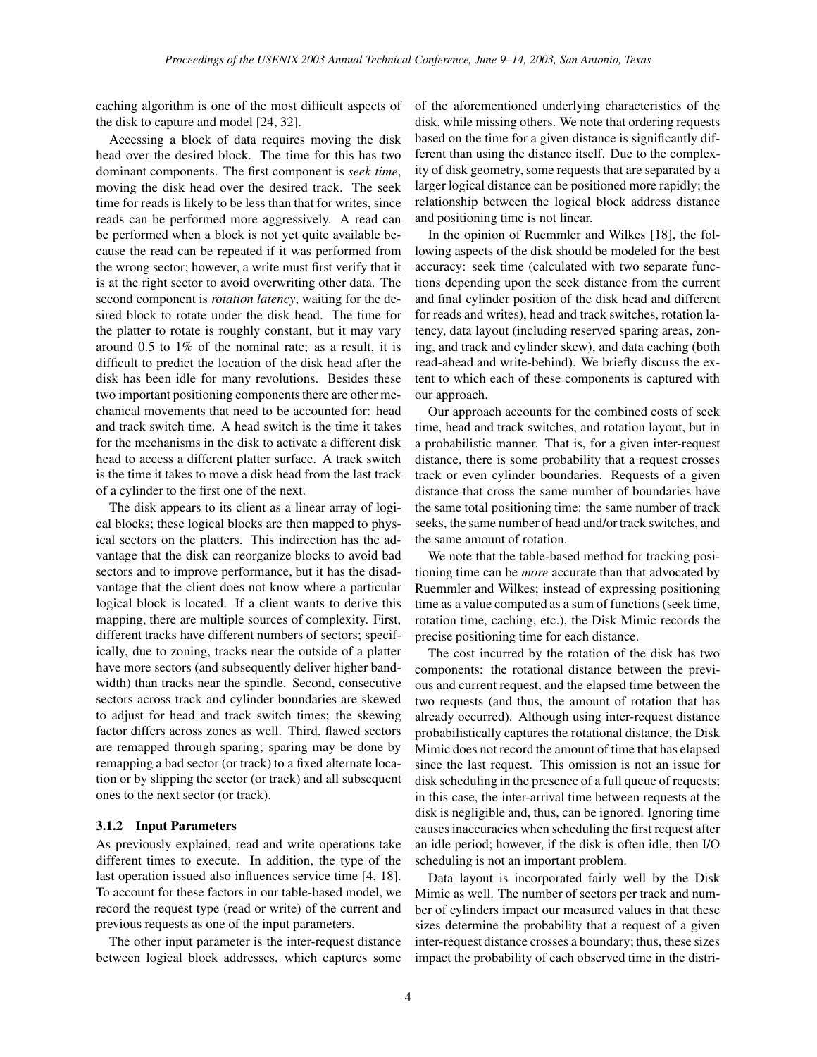caching algorithm is one of the most difficult aspects of the disk to capture and model [24, 32].

Accessing a block of data requires moving the disk head over the desired block. The time for this has two dominant components. The first component is *seek time*, moving the disk head over the desired track. The seek time for reads is likely to be less than that for writes, since reads can be performed more aggressively. A read can be performed when a block is not yet quite available because the read can be repeated if it was performed from the wrong sector; however, a write must first verify that it is at the right sector to avoid overwriting other data. The second component is *rotation latency*, waiting for the desired block to rotate under the disk head. The time for the platter to rotate is roughly constant, but it may vary around 0.5 to 1% of the nominal rate; as a result, it is difficult to predict the location of the disk head after the disk has been idle for many revolutions. Besides these two important positioning components there are other mechanical movements that need to be accounted for: head and track switch time. A head switch is the time it takes for the mechanisms in the disk to activate a different disk head to access a different platter surface. A track switch is the time it takes to move a disk head from the last track of a cylinder to the first one of the next.

The disk appears to its client as a linear array of logical blocks; these logical blocks are then mapped to physical sectors on the platters. This indirection has the advantage that the disk can reorganize blocks to avoid bad sectors and to improve performance, but it has the disadvantage that the client does not know where a particular logical block is located. If a client wants to derive this mapping, there are multiple sources of complexity. First, different tracks have different numbers of sectors; specifically, due to zoning, tracks near the outside of a platter have more sectors (and subsequently deliver higher bandwidth) than tracks near the spindle. Second, consecutive sectors across track and cylinder boundaries are skewed to adjust for head and track switch times; the skewing factor differs across zones as well. Third, flawed sectors are remapped through sparing; sparing may be done by remapping a bad sector (or track) to a fixed alternate location or by slipping the sector (or track) and all subsequent ones to the next sector (or track).

### 3.1.2 Input Parameters

As previously explained, read and write operations take different times to execute. In addition, the type of the last operation issued also influences service time [4, 18]. To account for these factors in our table-based model, we record the request type (read or write) of the current and previous requests as one of the input parameters.

The other input parameter is the inter-request distance between logical block addresses, which captures some of the aforementioned underlying characteristics of the disk, while missing others. We note that ordering requests based on the time for a given distance is significantly different than using the distance itself. Due to the complexity of disk geometry, some requests that are separated by a larger logical distance can be positioned more rapidly; the relationship between the logical block address distance and positioning time is not linear.

In the opinion of Ruemmler and Wilkes [18], the following aspects of the disk should be modeled for the best accuracy: seek time (calculated with two separate functions depending upon the seek distance from the current and final cylinder position of the disk head and different for reads and writes), head and track switches, rotation latency, data layout (including reserved sparing areas, zoning, and track and cylinder skew), and data caching (both read-ahead and write-behind). We briefly discuss the extent to which each of these components is captured with our approach.

Our approach accounts for the combined costs of seek time, head and track switches, and rotation layout, but in a probabilistic manner. That is, for a given inter-request distance, there is some probability that a request crosses track or even cylinder boundaries. Requests of a given distance that cross the same number of boundaries have the same total positioning time: the same number of track seeks, the same number of head and/or track switches, and the same amount of rotation.

We note that the table-based method for tracking positioning time can be *more* accurate than that advocated by Ruemmler and Wilkes; instead of expressing positioning time as a value computed as a sum of functions (seek time, rotation time, caching, etc.), the Disk Mimic records the precise positioning time for each distance.

The cost incurred by the rotation of the disk has two components: the rotational distance between the previous and current request, and the elapsed time between the two requests (and thus, the amount of rotation that has already occurred). Although using inter-request distance probabilistically captures the rotational distance, the Disk Mimic does not record the amount of time that has elapsed since the last request. This omission is not an issue for disk scheduling in the presence of a full queue of requests; in this case, the inter-arrival time between requests at the disk is negligible and, thus, can be ignored. Ignoring time causes inaccuracies when scheduling the first request after an idle period; however, if the disk is often idle, then I/O scheduling is not an important problem.

Data layout is incorporated fairly well by the Disk Mimic as well. The number of sectors per track and number of cylinders impact our measured values in that these sizes determine the probability that a request of a given inter-request distance crosses a boundary; thus, these sizes impact the probability of each observed time in the distri-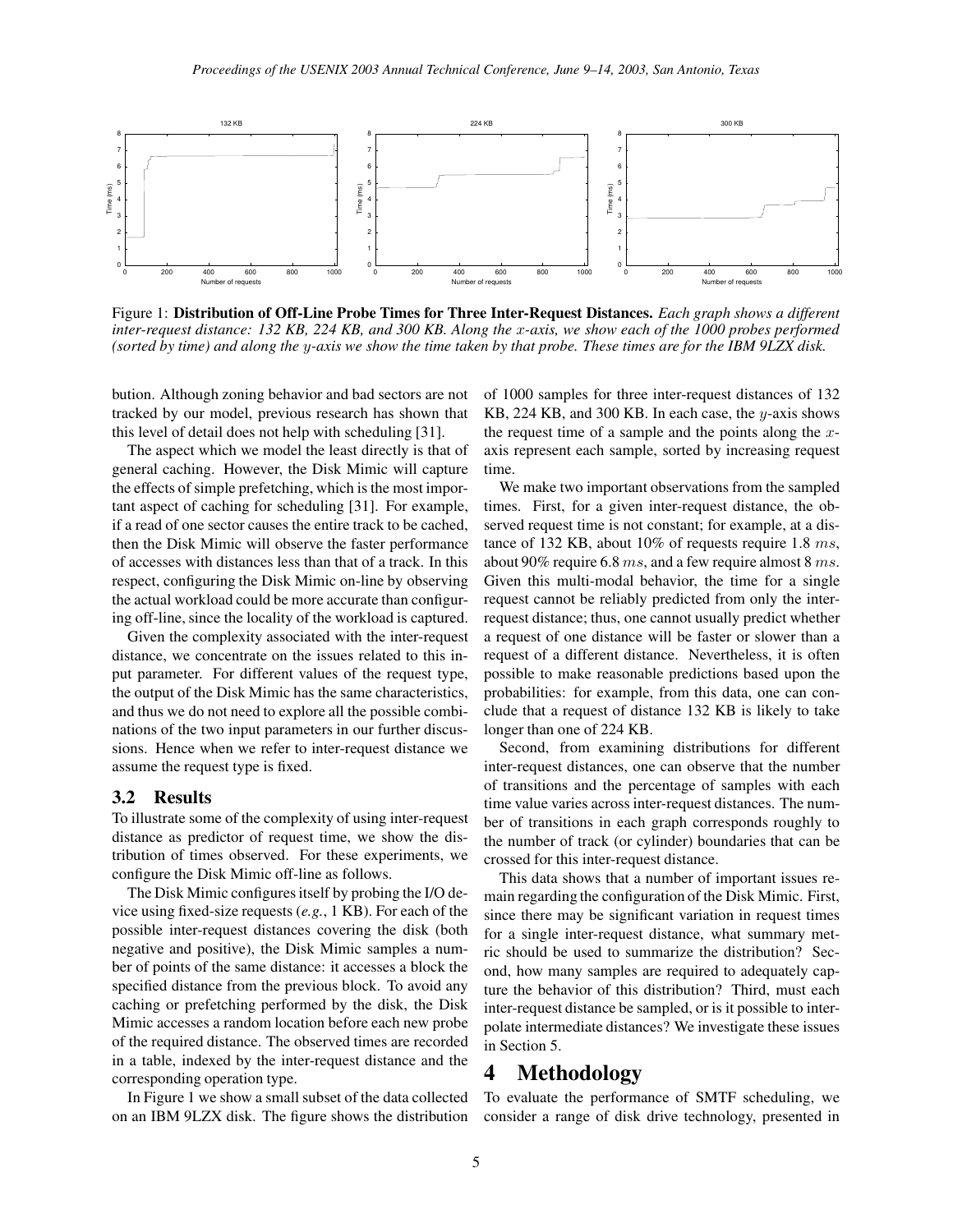Figure 1: **Distribution of Off-Line Probe Times for Three Inter-Request Distances.** *Each graph shows a different inter-request distance: 132 KB, 224 KB, and 300 KB. Along the $x$-axis, we show each of the 1000 probes performed (sorted by time) and along the $y$-axis we show the time taken by that probe. These times are for the IBM 9LZX disk.*

bution. Although zoning behavior and bad sectors are not tracked by our model, previous research has shown that this level of detail does not help with scheduling [31].

The aspect which we model the least directly is that of general caching. However, the Disk Mimic will capture the effects of simple prefetching, which is the most important aspect of caching for scheduling [31]. For example, if a read of one sector causes the entire track to be cached, then the Disk Mimic will observe the faster performance of accesses with distances less than that of a track. In this respect, configuring the Disk Mimic on-line by observing the actual workload could be more accurate than configuring off-line, since the locality of the workload is captured.

Given the complexity associated with the inter-request distance, we concentrate on the issues related to this input parameter. For different values of the request type, the output of the Disk Mimic has the same characteristics, and thus we do not need to explore all the possible combinations of the two input parameters in our further discussions. Hence when we refer to inter-request distance we assume the request type is fixed.

### 3.2 Results

To illustrate some of the complexity of using inter-request distance as predictor of request time, we show the distribution of times observed. For these experiments, we configure the Disk Mimic off-line as follows.

The Disk Mimic configures itself by probing the I/O device using fixed-size requests (*e.g.*, 1 KB). For each of the possible inter-request distances covering the disk (both negative and positive), the Disk Mimic samples a number of points of the same distance: it accesses a block the specified distance from the previous block. To avoid any caching or prefetching performed by the disk, the Disk Mimic accesses a random location before each new probe of the required distance. The observed times are recorded in a table, indexed by the inter-request distance and the corresponding operation type.

In Figure 1 we show a small subset of the data collected on an IBM 9LZX disk. The figure shows the distribution of 1000 samples for three inter-request distances of 132 KB, 224 KB, and 300 KB. In each case, the $y$-axis shows the request time of a sample and the points along the $x$-axis represent each sample, sorted by increasing request time.

We make two important observations from the sampled times. First, for a given inter-request distance, the observed request time is not constant; for example, at a distance of 132 KB, about 10% of requests require 1.8 $ms$, about 90% require 6.8 $ms$, and a few require almost 8 $ms$. Given this multi-modal behavior, the time for a single request cannot be reliably predicted from only the inter-request distance; thus, one cannot usually predict whether a request of one distance will be faster or slower than a request of a different distance. Nevertheless, it is often possible to make reasonable predictions based upon the probabilities: for example, from this data, one can conclude that a request of distance 132 KB is likely to take longer than one of 224 KB.

Second, from examining distributions for different inter-request distances, one can observe that the number of transitions and the percentage of samples with each time value varies across inter-request distances. The number of transitions in each graph corresponds roughly to the number of track (or cylinder) boundaries that can be crossed for this inter-request distance.

This data shows that a number of important issues remain regarding the configuration of the Disk Mimic. First, since there may be significant variation in request times for a single inter-request distance, what summary metric should be used to summarize the distribution? Second, how many samples are required to adequately capture the behavior of this distribution? Third, must each inter-request distance be sampled, or is it possible to interpolate intermediate distances? We investigate these issues in Section 5.

## 4 Methodology

To evaluate the performance of SMTF scheduling, we consider a range of disk drive technology, presented in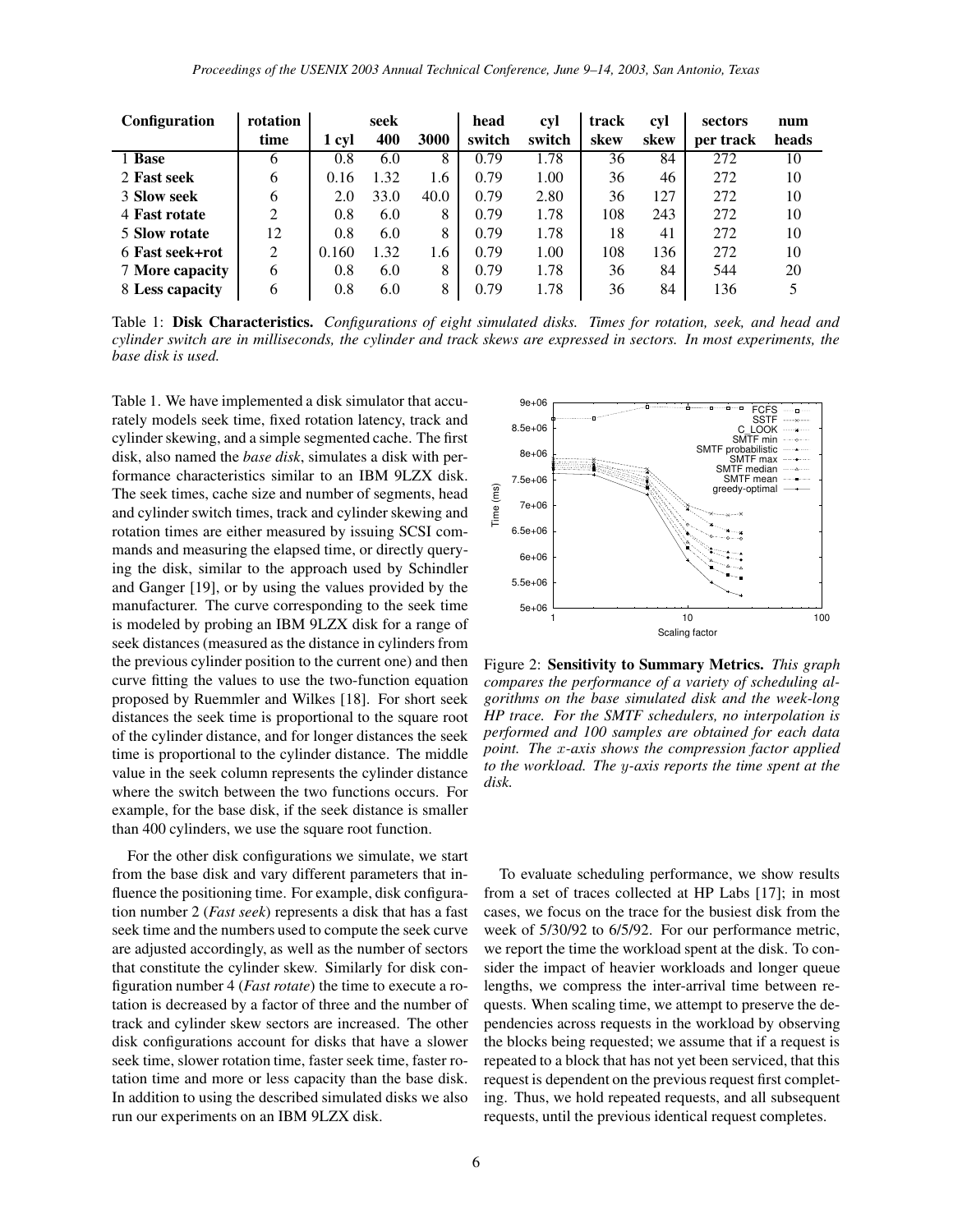| Configuration | rotation | seek | | | head | cyl | track | cyl | sectors | num |
|---|---|---|---|---|---|---|---|---|---|---|
| | time | 1 cyl | 400 | 3000 | switch | switch | skew | skew | per track | heads |
| 1 **Base** | 6 | 0.8 | 6.0 | 8 | 0.79 | 1.78 | 36 | 84 | 272 | 10 |
| 2 **Fast seek** | 6 | 0.16 | 1.32 | 1.6 | 0.79 | 1.00 | 36 | 46 | 272 | 10 |
| 3 **Slow seek** | 6 | 2.0 | 33.0 | 40.0 | 0.79 | 2.80 | 36 | 127 | 272 | 10 |
| 4 **Fast rotate** | 2 | 0.8 | 6.0 | 8 | 0.79 | 1.78 | 108 | 243 | 272 | 10 |
| 5 **Slow rotate** | 12 | 0.8 | 6.0 | 8 | 0.79 | 1.78 | 18 | 41 | 272 | 10 |
| 6 **Fast seek+rot** | 2 | 0.160 | 1.32 | 1.6 | 0.79 | 1.00 | 108 | 136 | 272 | 10 |
| 7 **More capacity** | 6 | 0.8 | 6.0 | 8 | 0.79 | 1.78 | 36 | 84 | 544 | 20 |
| 8 **Less capacity** | 6 | 0.8 | 6.0 | 8 | 0.79 | 1.78 | 36 | 84 | 136 | 5 |

Table 1: **Disk Characteristics.** *Configurations of eight simulated disks. Times for rotation, seek, and head and cylinder switch are in milliseconds, the cylinder and track skews are expressed in sectors. In most experiments, the base disk is used.*

Table 1. We have implemented a disk simulator that accurately models seek time, fixed rotation latency, track and cylinder skewing, and a simple segmented cache. The first disk, also named the *base disk*, simulates a disk with performance characteristics similar to an IBM 9LZX disk. The seek times, cache size and number of segments, head and cylinder switch times, track and cylinder skewing and rotation times are either measured by issuing SCSI commands and measuring the elapsed time, or directly querying the disk, similar to the approach used by Schindler and Ganger [19], or by using the values provided by the manufacturer. The curve corresponding to the seek time is modeled by probing an IBM 9LZX disk for a range of seek distances (measured as the distance in cylinders from the previous cylinder position to the current one) and then curve fitting the values to use the two-function equation proposed by Ruemmler and Wilkes [18]. For short seek distances the seek time is proportional to the square root of the cylinder distance, and for longer distances the seek time is proportional to the cylinder distance. The middle value in the seek column represents the cylinder distance where the switch between the two functions occurs. For example, for the base disk, if the seek distance is smaller than 400 cylinders, we use the square root function.

For the other disk configurations we simulate, we start from the base disk and vary different parameters that influence the positioning time. For example, disk configuration number 2 (*Fast seek*) represents a disk that has a fast seek time and the numbers used to compute the seek curve are adjusted accordingly, as well as the number of sectors that constitute the cylinder skew. Similarly for disk configuration number 4 (*Fast rotate*) the time to execute a rotation is decreased by a factor of three and the number of track and cylinder skew sectors are increased. The other disk configurations account for disks that have a slower seek time, slower rotation time, faster seek time, faster rotation time and more or less capacity than the base disk. In addition to using the described simulated disks we also run our experiments on an IBM 9LZX disk.

Figure 2: **Sensitivity to Summary Metrics.** *This graph compares the performance of a variety of scheduling algorithms on the base simulated disk and the week-long HP trace. For the SMTF schedulers, no interpolation is performed and 100 samples are obtained for each data point. The $x$-axis shows the compression factor applied to the workload. The $y$-axis reports the time spent at the disk.*

To evaluate scheduling performance, we show results from a set of traces collected at HP Labs [17]; in most cases, we focus on the trace for the busiest disk from the week of 5/30/92 to 6/5/92. For our performance metric, we report the time the workload spent at the disk. To consider the impact of heavier workloads and longer queue lengths, we compress the inter-arrival time between requests. When scaling time, we attempt to preserve the dependencies across requests in the workload by observing the blocks being requested; we assume that if a request is repeated to a block that has not yet been serviced, that this request is dependent on the previous request first completing. Thus, we hold repeated requests, and all subsequent requests, until the previous identical request completes.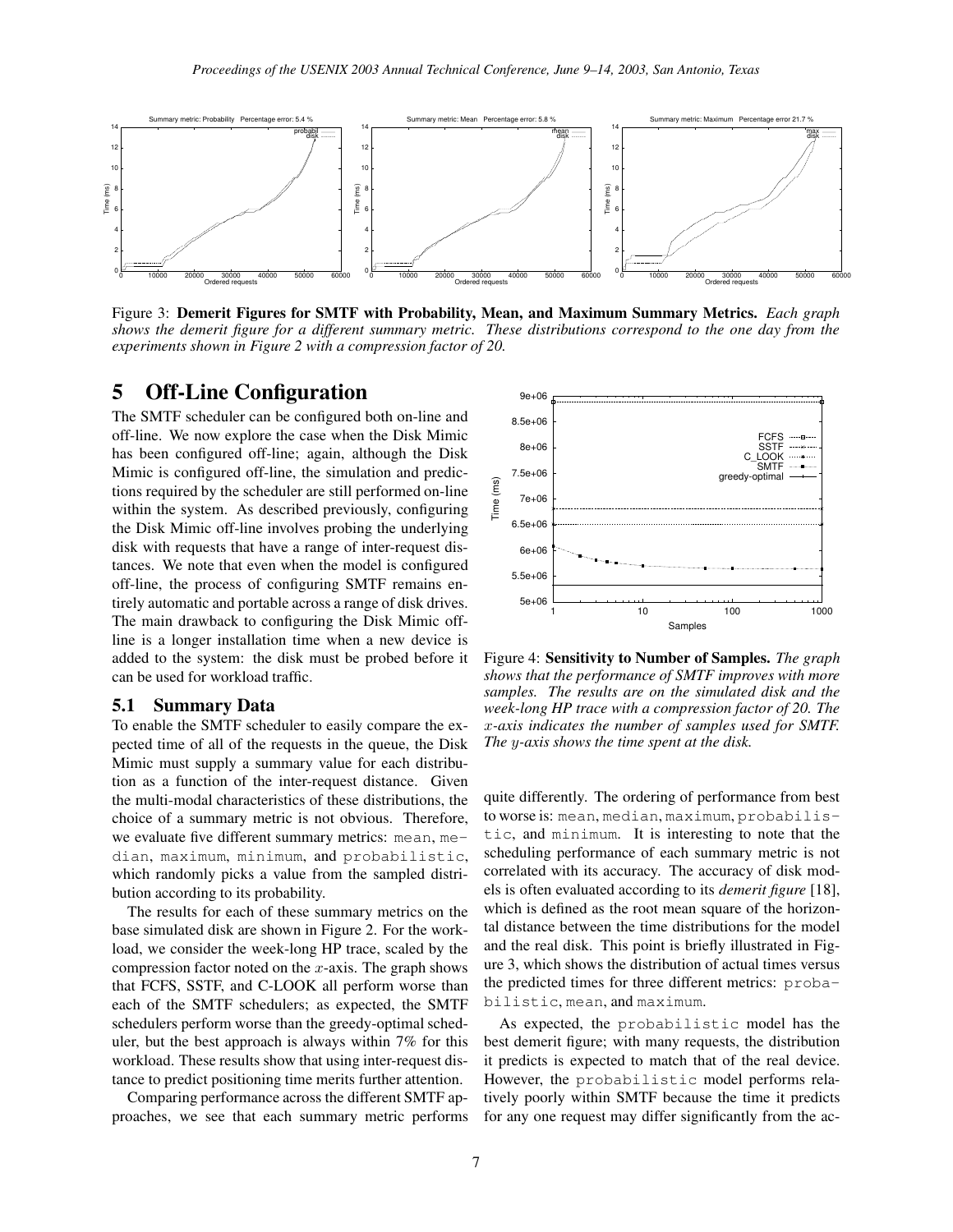Figure 3: **Demerit Figures for SMTF with Probability, Mean, and Maximum Summary Metrics.** *Each graph shows the demerit figure for a different summary metric. These distributions correspond to the one day from the experiments shown in Figure 2 with a compression factor of 20.*

# 5 Off-Line Configuration

The SMTF scheduler can be configured both on-line and off-line. We now explore the case when the Disk Mimic has been configured off-line; again, although the Disk Mimic is configured off-line, the simulation and predictions required by the scheduler are still performed on-line within the system. As described previously, configuring the Disk Mimic off-line involves probing the underlying disk with requests that have a range of inter-request distances. We note that even when the model is configured off-line, the process of configuring SMTF remains entirely automatic and portable across a range of disk drives. The main drawback to configuring the Disk Mimic off-line is a longer installation time when a new device is added to the system: the disk must be probed before it can be used for workload traffic.

## 5.1 Summary Data

To enable the SMTF scheduler to easily compare the expected time of all of the requests in the queue, the Disk Mimic must supply a summary value for each distribution as a function of the inter-request distance. Given the multi-modal characteristics of these distributions, the choice of a summary metric is not obvious. Therefore, we evaluate five different summary metrics: mean, median, maximum, minimum, and probabilistic, which randomly picks a value from the sampled distribution according to its probability.

The results for each of these summary metrics on the base simulated disk are shown in Figure 2. For the workload, we consider the week-long HP trace, scaled by the compression factor noted on the $x$-axis. The graph shows that FCFS, SSTF, and C-LOOK all perform worse than each of the SMTF schedulers; as expected, the SMTF schedulers perform worse than the greedy-optimal scheduler, but the best approach is always within 7% for this workload. These results show that using inter-request distance to predict positioning time merits further attention.

Comparing performance across the different SMTF approaches, we see that each summary metric performs quite differently. The ordering of performance from best to worse is: mean, median, maximum, probabilistic, and minimum. It is interesting to note that the scheduling performance of each summary metric is not correlated with its accuracy. The accuracy of disk models is often evaluated according to its *demerit figure* [18], which is defined as the root mean square of the horizontal distance between the time distributions for the model and the real disk. This point is briefly illustrated in Figure 3, which shows the distribution of actual times versus the predicted times for three different metrics: probabilistic, mean, and maximum.

Figure 4: **Sensitivity to Number of Samples.** *The graph shows that the performance of SMTF improves with more samples. The results are on the simulated disk and the week-long HP trace with a compression factor of 20. The $x$-axis indicates the number of samples used for SMTF. The $y$-axis shows the time spent at the disk.*

As expected, the probabilistic model has the best demerit figure; with many requests, the distribution it predicts is expected to match that of the real device. However, the probabilistic model performs relatively poorly within SMTF because the time it predicts for any one request may differ significantly from the ac-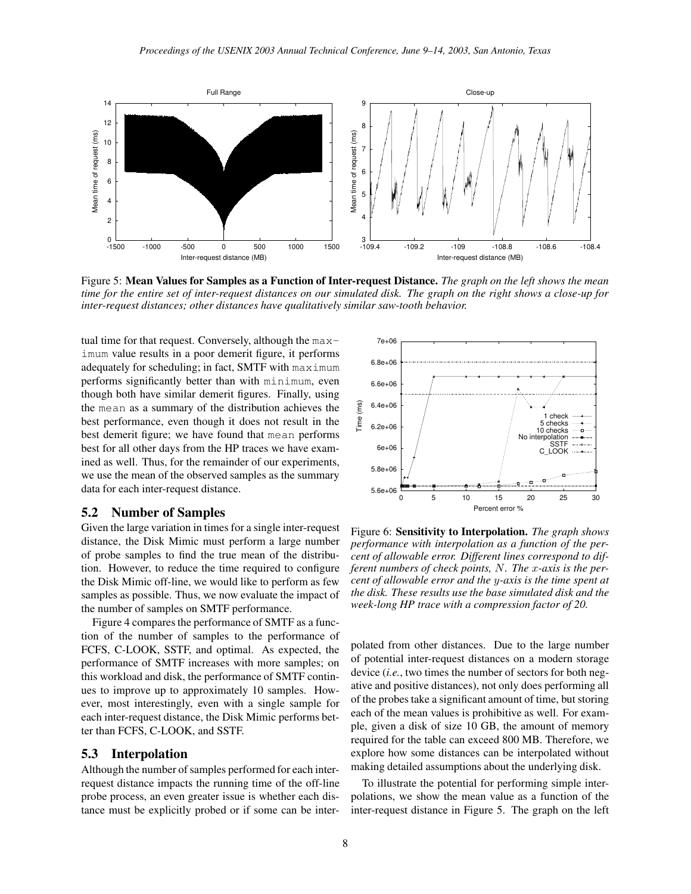Figure 5: **Mean Values for Samples as a Function of Inter-request Distance.** *The graph on the left shows the mean time for the entire set of inter-request distances on our simulated disk. The graph on the right shows a close-up for inter-request distances; other distances have qualitatively similar saw-tooth behavior.*

tual time for that request. Conversely, although the `maximum` value results in a poor demerit figure, it performs adequately for scheduling; in fact, SMTF with `maximum` performs significantly better than with `minimum`, even though both have similar demerit figures. Finally, using the `mean` as a summary of the distribution achieves the best performance, even though it does not result in the best demerit figure; we have found that `mean` performs best for all other days from the HP traces we have examined as well. Thus, for the remainder of our experiments, we use the mean of the observed samples as the summary data for each inter-request distance.

### 5.2 Number of Samples

Given the large variation in times for a single inter-request distance, the Disk Mimic must perform a large number of probe samples to find the true mean of the distribution. However, to reduce the time required to configure the Disk Mimic off-line, we would like to perform as few samples as possible. Thus, we now evaluate the impact of the number of samples on SMTF performance.

Figure 4 compares the performance of SMTF as a function of the number of samples to the performance of FCFS, C-LOOK, SSTF, and optimal. As expected, the performance of SMTF increases with more samples; on this workload and disk, the performance of SMTF continues to improve up to approximately 10 samples. However, most interestingly, even with a single sample for each inter-request distance, the Disk Mimic performs better than FCFS, C-LOOK, and SSTF.

### 5.3 Interpolation

Although the number of samples performed for each inter-request distance impacts the running time of the off-line probe process, an even greater issue is whether each distance must be explicitly probed or if some can be interpolated from other distances. Due to the large number of potential inter-request distances on a modern storage device (*i.e.*, two times the number of sectors for both negative and positive distances), not only does performing all of the probes take a significant amount of time, but storing each of the mean values is prohibitive as well. For example, given a disk of size 10 GB, the amount of memory required for the table can exceed 800 MB. Therefore, we explore how some distances can be interpolated without making detailed assumptions about the underlying disk.

Figure 6: **Sensitivity to Interpolation.** *The graph shows performance with interpolation as a function of the percent of allowable error. Different lines correspond to different numbers of check points, $N$. The $x$-axis is the percent of allowable error and the $y$-axis is the time spent at the disk. These results use the base simulated disk and the week-long HP trace with a compression factor of 20.*

To illustrate the potential for performing simple interpolations, we show the mean value as a function of the inter-request distance in Figure 5. The graph on the left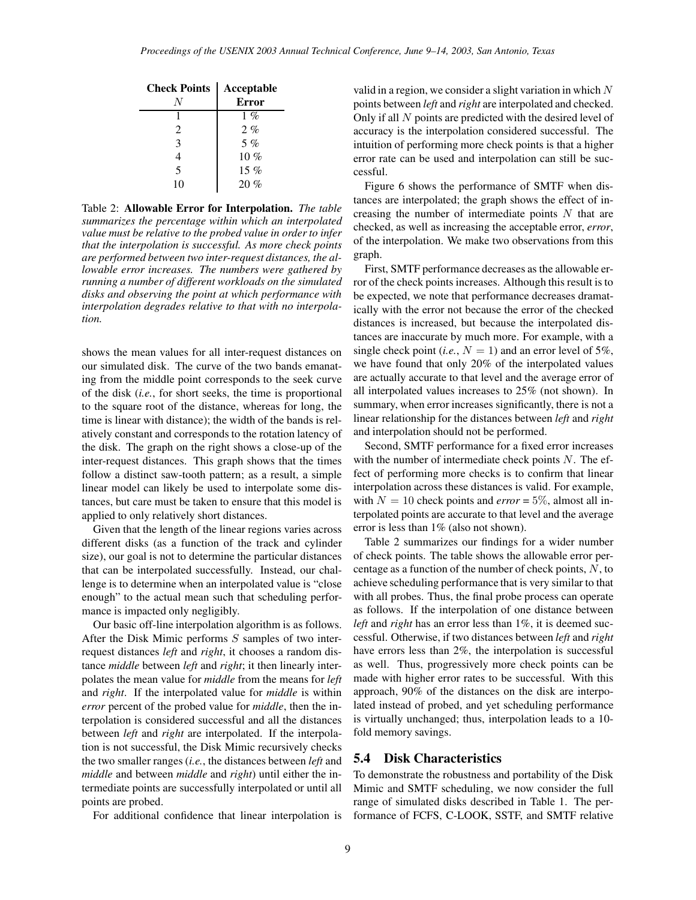| **Check Points** $N$ | **Acceptable Error** |
|---|---|
| 1 | 1 % |
| 2 | 2 % |
| 3 | 5 % |
| 4 | 10 % |
| 5 | 15 % |
| 10 | 20 % |

Table 2: **Allowable Error for Interpolation.** *The table summarizes the percentage within which an interpolated value must be relative to the probed value in order to infer that the interpolation is successful. As more check points are performed between two inter-request distances, the allowable error increases. The numbers were gathered by running a number of different workloads on the simulated disks and observing the point at which performance with interpolation degrades relative to that with no interpolation.*

shows the mean values for all inter-request distances on our simulated disk. The curve of the two bands emanating from the middle point corresponds to the seek curve of the disk (*i.e.*, for short seeks, the time is proportional to the square root of the distance, whereas for long, the time is linear with distance); the width of the bands is relatively constant and corresponds to the rotation latency of the disk. The graph on the right shows a close-up of the inter-request distances. This graph shows that the times follow a distinct saw-tooth pattern; as a result, a simple linear model can likely be used to interpolate some distances, but care must be taken to ensure that this model is applied to only relatively short distances.

Given that the length of the linear regions varies across different disks (as a function of the track and cylinder size), our goal is not to determine the particular distances that can be interpolated successfully. Instead, our challenge is to determine when an interpolated value is "close enough" to the actual mean such that scheduling performance is impacted only negligibly.

Our basic off-line interpolation algorithm is as follows. After the Disk Mimic performs $S$ samples of two inter-request distances *left* and *right*, it chooses a random distance *middle* between *left* and *right*; it then linearly interpolates the mean value for *middle* from the means for *left* and *right*. If the interpolated value for *middle* is within *error* percent of the probed value for *middle*, then the interpolation is considered successful and all the distances between *left* and *right* are interpolated. If the interpolation is not successful, the Disk Mimic recursively checks the two smaller ranges (*i.e.*, the distances between *left* and *middle* and between *middle* and *right*) until either the intermediate points are successfully interpolated or until all points are probed.

For additional confidence that linear interpolation is valid in a region, we consider a slight variation in which $N$ points between *left* and *right* are interpolated and checked. Only if all $N$ points are predicted with the desired level of accuracy is the interpolation considered successful. The intuition of performing more check points is that a higher error rate can be used and interpolation can still be successful.

Figure 6 shows the performance of SMTF when distances are interpolated; the graph shows the effect of increasing the number of intermediate points $N$ that are checked, as well as increasing the acceptable error, *error*, of the interpolation. We make two observations from this graph.

First, SMTF performance decreases as the allowable error of the check points increases. Although this result is to be expected, we note that performance decreases dramatically with the error not because the error of the checked distances is increased, but because the interpolated distances are inaccurate by much more. For example, with a single check point (*i.e.*, $N = 1$) and an error level of 5%, we have found that only 20% of the interpolated values are actually accurate to that level and the average error of all interpolated values increases to 25% (not shown). In summary, when error increases significantly, there is not a linear relationship for the distances between *left* and *right* and interpolation should not be performed.

Second, SMTF performance for a fixed error increases with the number of intermediate check points $N$. The effect of performing more checks is to confirm that linear interpolation across these distances is valid. For example, with $N = 10$ check points and *error* = $5\%$, almost all interpolated points are accurate to that level and the average error is less than 1% (also not shown).

Table 2 summarizes our findings for a wider number of check points. The table shows the allowable error percentage as a function of the number of check points, $N$, to achieve scheduling performance that is very similar to that with all probes. Thus, the final probe process can operate as follows. If the interpolation of one distance between *left* and *right* has an error less than 1%, it is deemed successful. Otherwise, if two distances between *left* and *right* have errors less than 2%, the interpolation is successful as well. Thus, progressively more check points can be made with higher error rates to be successful. With this approach, 90% of the distances on the disk are interpolated instead of probed, and yet scheduling performance is virtually unchanged; thus, interpolation leads to a 10-fold memory savings.

## 5.4 Disk Characteristics

To demonstrate the robustness and portability of the Disk Mimic and SMTF scheduling, we now consider the full range of simulated disks described in Table 1. The performance of FCFS, C-LOOK, SSTF, and SMTF relative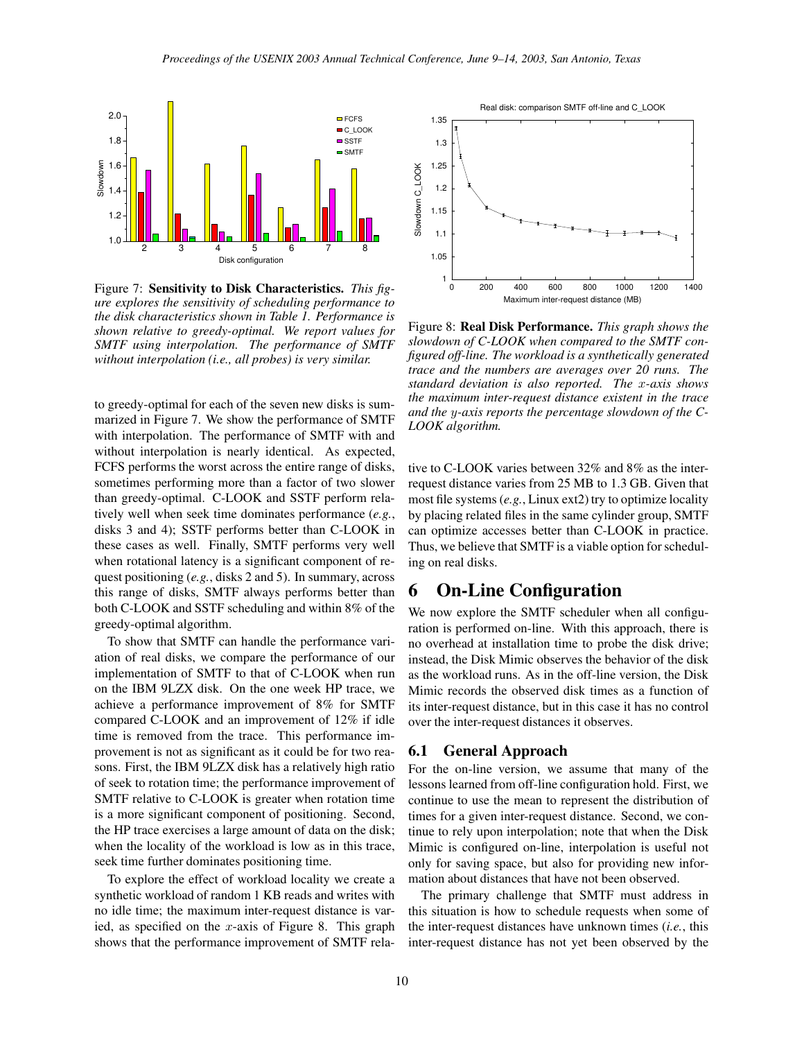Figure 7: **Sensitivity to Disk Characteristics.** *This figure explores the sensitivity of scheduling performance to the disk characteristics shown in Table 1. Performance is shown relative to greedy-optimal. We report values for SMTF using interpolation. The performance of SMTF without interpolation (i.e., all probes) is very similar.*

Figure 8: **Real Disk Performance.** *This graph shows the slowdown of C-LOOK when compared to the SMTF configured off-line. The workload is a synthetically generated trace and the numbers are averages over 20 runs. The standard deviation is also reported. The $x$-axis shows the maximum inter-request distance existent in the trace and the $y$-axis reports the percentage slowdown of the C-LOOK algorithm.*

to greedy-optimal for each of the seven new disks is summarized in Figure 7. We show the performance of SMTF with interpolation. The performance of SMTF with and without interpolation is nearly identical. As expected, FCFS performs the worst across the entire range of disks, sometimes performing more than a factor of two slower than greedy-optimal. C-LOOK and SSTF perform relatively well when seek time dominates performance (*e.g.*, disks 3 and 4); SSTF performs better than C-LOOK in these cases as well. Finally, SMTF performs very well when rotational latency is a significant component of request positioning (*e.g.*, disks 2 and 5). In summary, across this range of disks, SMTF always performs better than both C-LOOK and SSTF scheduling and within 8% of the greedy-optimal algorithm.

To show that SMTF can handle the performance variation of real disks, we compare the performance of our implementation of SMTF to that of C-LOOK when run on the IBM 9LZX disk. On the one week HP trace, we achieve a performance improvement of 8% for SMTF compared C-LOOK and an improvement of 12% if idle time is removed from the trace. This performance improvement is not as significant as it could be for two reasons. First, the IBM 9LZX disk has a relatively high ratio of seek to rotation time; the performance improvement of SMTF relative to C-LOOK is greater when rotation time is a more significant component of positioning. Second, the HP trace exercises a large amount of data on the disk; when the locality of the workload is low as in this trace, seek time further dominates positioning time.

To explore the effect of workload locality we create a synthetic workload of random 1 KB reads and writes with no idle time; the maximum inter-request distance is varied, as specified on the $x$-axis of Figure 8. This graph shows that the performance improvement of SMTF relative to C-LOOK varies between 32% and 8% as the inter-request distance varies from 25 MB to 1.3 GB. Given that most file systems (*e.g.*, Linux ext2) try to optimize locality by placing related files in the same cylinder group, SMTF can optimize accesses better than C-LOOK in practice. Thus, we believe that SMTF is a viable option for scheduling on real disks.

# 6 On-Line Configuration

We now explore the SMTF scheduler when all configuration is performed on-line. With this approach, there is no overhead at installation time to probe the disk drive; instead, the Disk Mimic observes the behavior of the disk as the workload runs. As in the off-line version, the Disk Mimic records the observed disk times as a function of its inter-request distance, but in this case it has no control over the inter-request distances it observes.

## 6.1 General Approach

For the on-line version, we assume that many of the lessons learned from off-line configuration hold. First, we continue to use the mean to represent the distribution of times for a given inter-request distance. Second, we continue to rely upon interpolation; note that when the Disk Mimic is configured on-line, interpolation is useful not only for saving space, but also for providing new information about distances that have not been observed.

The primary challenge that SMTF must address in this situation is how to schedule requests when some of the inter-request distances have unknown times (*i.e.*, this inter-request distance has not yet been observed by the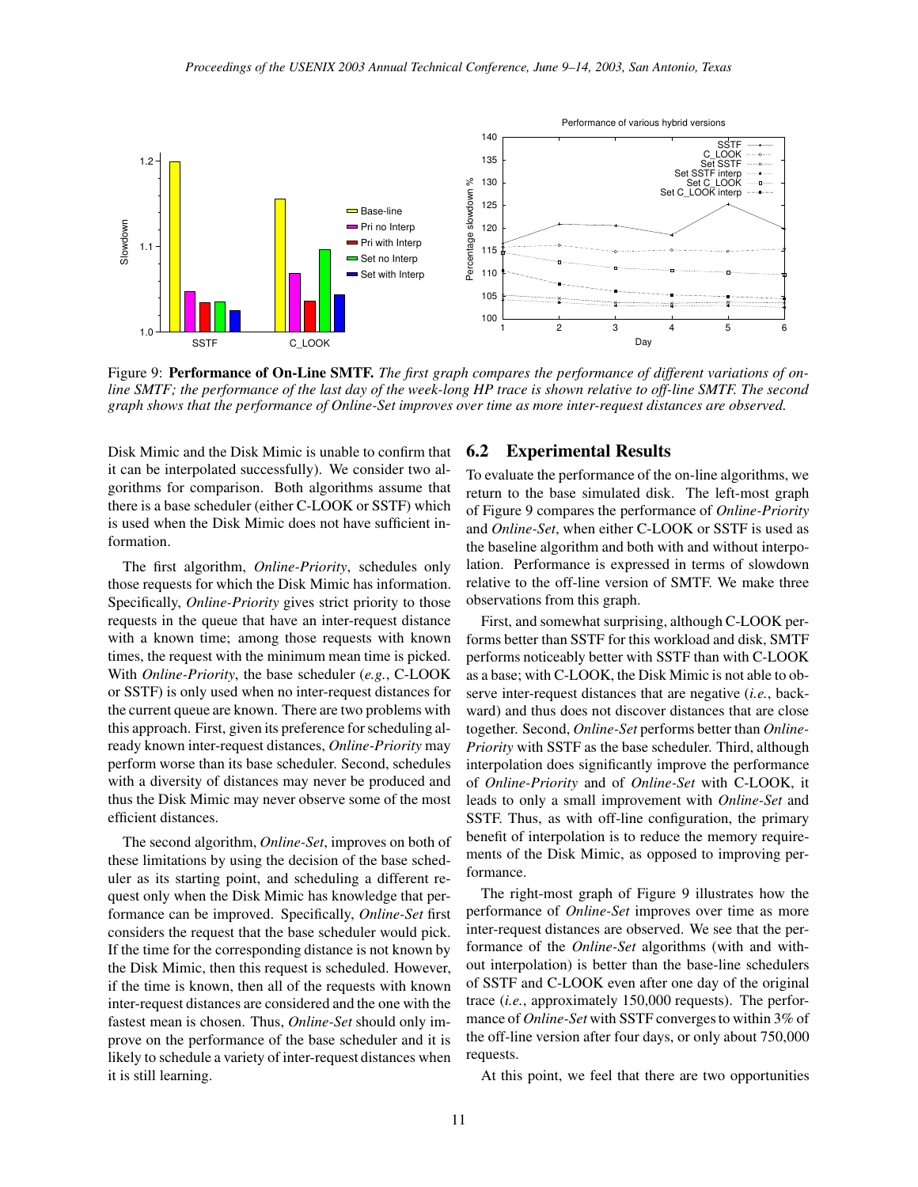Figure 9: **Performance of On-Line SMTF.** *The first graph compares the performance of different variations of on-line SMTF; the performance of the last day of the week-long HP trace is shown relative to off-line SMTF. The second graph shows that the performance of Online-Set improves over time as more inter-request distances are observed.*

Disk Mimic and the Disk Mimic is unable to confirm that it can be interpolated successfully). We consider two algorithms for comparison. Both algorithms assume that there is a base scheduler (either C-LOOK or SSTF) which is used when the Disk Mimic does not have sufficient information.

The first algorithm, *Online-Priority*, schedules only those requests for which the Disk Mimic has information. Specifically, *Online-Priority* gives strict priority to those requests in the queue that have an inter-request distance with a known time; among those requests with known times, the request with the minimum mean time is picked. With *Online-Priority*, the base scheduler (*e.g.*, C-LOOK or SSTF) is only used when no inter-request distances for the current queue are known. There are two problems with this approach. First, given its preference for scheduling already known inter-request distances, *Online-Priority* may perform worse than its base scheduler. Second, schedules with a diversity of distances may never be produced and thus the Disk Mimic may never observe some of the most efficient distances.

The second algorithm, *Online-Set*, improves on both of these limitations by using the decision of the base scheduler as its starting point, and scheduling a different request only when the Disk Mimic has knowledge that performance can be improved. Specifically, *Online-Set* first considers the request that the base scheduler would pick. If the time for the corresponding distance is not known by the Disk Mimic, then this request is scheduled. However, if the time is known, then all of the requests with known inter-request distances are considered and the one with the fastest mean is chosen. Thus, *Online-Set* should only improve on the performance of the base scheduler and it is likely to schedule a variety of inter-request distances when it is still learning.

## 6.2 Experimental Results

To evaluate the performance of the on-line algorithms, we return to the base simulated disk. The left-most graph of Figure 9 compares the performance of *Online-Priority* and *Online-Set*, when either C-LOOK or SSTF is used as the baseline algorithm and both with and without interpolation. Performance is expressed in terms of slowdown relative to the off-line version of SMTF. We make three observations from this graph.

First, and somewhat surprising, although C-LOOK performs better than SSTF for this workload and disk, SMTF performs noticeably better with SSTF than with C-LOOK as a base; with C-LOOK, the Disk Mimic is not able to observe inter-request distances that are negative (*i.e.*, backward) and thus does not discover distances that are close together. Second, *Online-Set* performs better than *Online-Priority* with SSTF as the base scheduler. Third, although interpolation does significantly improve the performance of *Online-Priority* and of *Online-Set* with C-LOOK, it leads to only a small improvement with *Online-Set* and SSTF. Thus, as with off-line configuration, the primary benefit of interpolation is to reduce the memory requirements of the Disk Mimic, as opposed to improving performance.

The right-most graph of Figure 9 illustrates how the performance of *Online-Set* improves over time as more inter-request distances are observed. We see that the performance of the *Online-Set* algorithms (with and without interpolation) is better than the base-line schedulers of SSTF and C-LOOK even after one day of the original trace (*i.e.*, approximately 150,000 requests). The performance of *Online-Set* with SSTF converges to within 3% of the off-line version after four days, or only about 750,000 requests.

At this point, we feel that there are two opportunities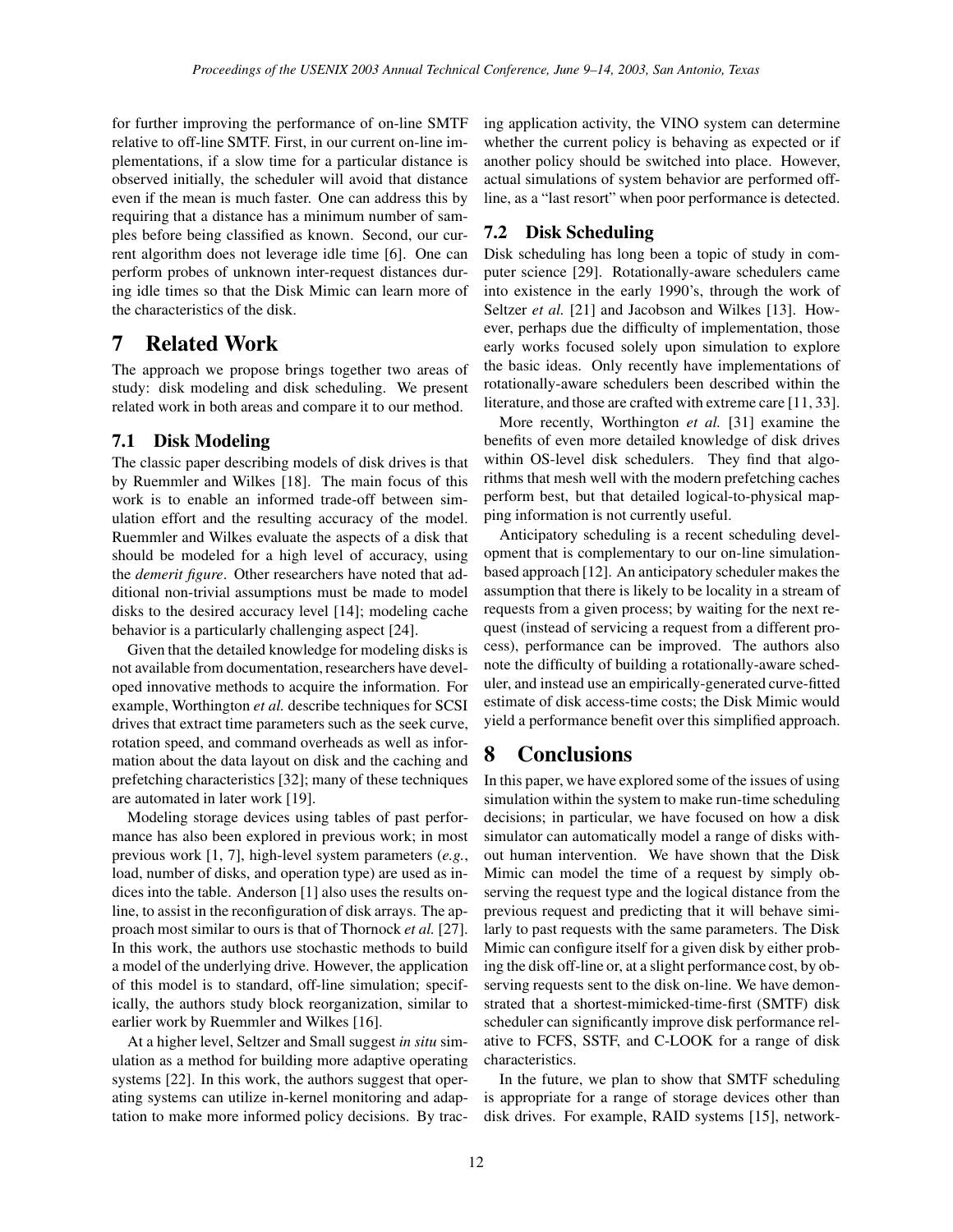for further improving the performance of on-line SMTF relative to off-line SMTF. First, in our current on-line implementations, if a slow time for a particular distance is observed initially, the scheduler will avoid that distance even if the mean is much faster. One can address this by requiring that a distance has a minimum number of samples before being classified as known. Second, our current algorithm does not leverage idle time [6]. One can perform probes of unknown inter-request distances during idle times so that the Disk Mimic can learn more of the characteristics of the disk.

# 7 Related Work

The approach we propose brings together two areas of study: disk modeling and disk scheduling. We present related work in both areas and compare it to our method.

## 7.1 Disk Modeling

The classic paper describing models of disk drives is that by Ruemmler and Wilkes [18]. The main focus of this work is to enable an informed trade-off between simulation effort and the resulting accuracy of the model. Ruemmler and Wilkes evaluate the aspects of a disk that should be modeled for a high level of accuracy, using the *demerit figure*. Other researchers have noted that additional non-trivial assumptions must be made to model disks to the desired accuracy level [14]; modeling cache behavior is a particularly challenging aspect [24].

Given that the detailed knowledge for modeling disks is not available from documentation, researchers have developed innovative methods to acquire the information. For example, Worthington *et al.* describe techniques for SCSI drives that extract time parameters such as the seek curve, rotation speed, and command overheads as well as information about the data layout on disk and the caching and prefetching characteristics [32]; many of these techniques are automated in later work [19].

Modeling storage devices using tables of past performance has also been explored in previous work; in most previous work [1, 7], high-level system parameters (*e.g.*, load, number of disks, and operation type) are used as indices into the table. Anderson [1] also uses the results online, to assist in the reconfiguration of disk arrays. The approach most similar to ours is that of Thornock *et al.* [27]. In this work, the authors use stochastic methods to build a model of the underlying drive. However, the application of this model is to standard, off-line simulation; specifically, the authors study block reorganization, similar to earlier work by Ruemmler and Wilkes [16].

At a higher level, Seltzer and Small suggest *in situ* simulation as a method for building more adaptive operating systems [22]. In this work, the authors suggest that operating systems can utilize in-kernel monitoring and adaptation to make more informed policy decisions. By tracing application activity, the VINO system can determine whether the current policy is behaving as expected or if another policy should be switched into place. However, actual simulations of system behavior are performed offline, as a "last resort" when poor performance is detected.

## 7.2 Disk Scheduling

Disk scheduling has long been a topic of study in computer science [29]. Rotationally-aware schedulers came into existence in the early 1990's, through the work of Seltzer *et al.* [21] and Jacobson and Wilkes [13]. However, perhaps due the difficulty of implementation, those early works focused solely upon simulation to explore the basic ideas. Only recently have implementations of rotationally-aware schedulers been described within the literature, and those are crafted with extreme care [11, 33].

More recently, Worthington *et al.* [31] examine the benefits of even more detailed knowledge of disk drives within OS-level disk schedulers. They find that algorithms that mesh well with the modern prefetching caches perform best, but that detailed logical-to-physical mapping information is not currently useful.

Anticipatory scheduling is a recent scheduling development that is complementary to our on-line simulation-based approach [12]. An anticipatory scheduler makes the assumption that there is likely to be locality in a stream of requests from a given process; by waiting for the next request (instead of servicing a request from a different process), performance can be improved. The authors also note the difficulty of building a rotationally-aware scheduler, and instead use an empirically-generated curve-fitted estimate of disk access-time costs; the Disk Mimic would yield a performance benefit over this simplified approach.

# 8 Conclusions

In this paper, we have explored some of the issues of using simulation within the system to make run-time scheduling decisions; in particular, we have focused on how a disk simulator can automatically model a range of disks without human intervention. We have shown that the Disk Mimic can model the time of a request by simply observing the request type and the logical distance from the previous request and predicting that it will behave similarly to past requests with the same parameters. The Disk Mimic can configure itself for a given disk by either probing the disk off-line or, at a slight performance cost, by observing requests sent to the disk on-line. We have demonstrated that a shortest-mimicked-time-first (SMTF) disk scheduler can significantly improve disk performance relative to FCFS, SSTF, and C-LOOK for a range of disk characteristics.

In the future, we plan to show that SMTF scheduling is appropriate for a range of storage devices other than disk drives. For example, RAID systems [15], network-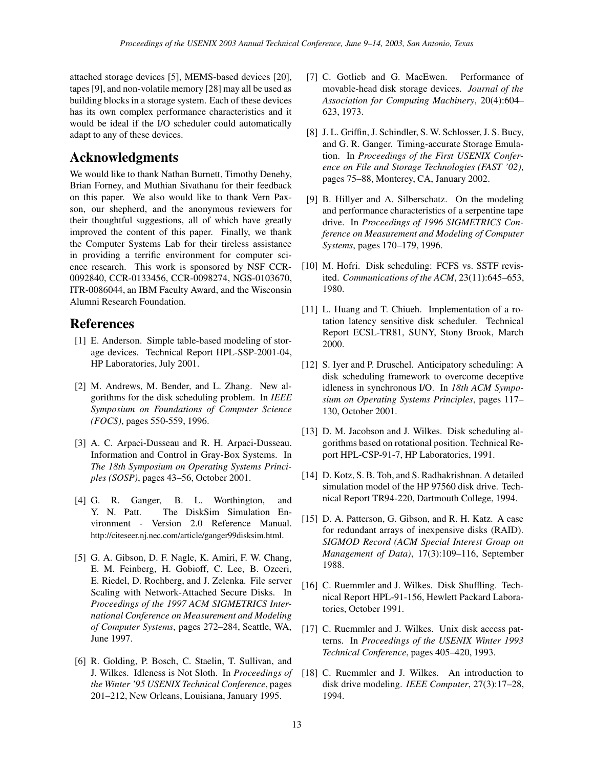attached storage devices [5], MEMS-based devices [20], tapes [9], and non-volatile memory [28] may all be used as building blocks in a storage system. Each of these devices has its own complex performance characteristics and it would be ideal if the I/O scheduler could automatically adapt to any of these devices.

## Acknowledgments

We would like to thank Nathan Burnett, Timothy Denehy, Brian Forney, and Muthian Sivathanu for their feedback on this paper. We also would like to thank Vern Paxson, our shepherd, and the anonymous reviewers for their thoughtful suggestions, all of which have greatly improved the content of this paper. Finally, we thank the Computer Systems Lab for their tireless assistance in providing a terrific environment for computer science research. This work is sponsored by NSF CCR-0092840, CCR-0133456, CCR-0098274, NGS-0103670, ITR-0086044, an IBM Faculty Award, and the Wisconsin Alumni Research Foundation.

## References

[1] E. Anderson. Simple table-based modeling of storage devices. Technical Report HPL-SSP-2001-04, HP Laboratories, July 2001.

[2] M. Andrews, M. Bender, and L. Zhang. New algorithms for the disk scheduling problem. In *IEEE Symposium on Foundations of Computer Science (FOCS)*, pages 550-559, 1996.

[3] A. C. Arpaci-Dusseau and R. H. Arpaci-Dusseau. Information and Control in Gray-Box Systems. In *The 18th Symposium on Operating Systems Principles (SOSP)*, pages 43–56, October 2001.

[4] G. R. Ganger, B. L. Worthington, and Y. N. Patt. The DiskSim Simulation Environment - Version 2.0 Reference Manual. http://citeseer.nj.nec.com/article/ganger99disksim.html.

[5] G. A. Gibson, D. F. Nagle, K. Amiri, F. W. Chang, E. M. Feinberg, H. Gobioff, C. Lee, B. Ozceri, E. Riedel, D. Rochberg, and J. Zelenka. File server Scaling with Network-Attached Secure Disks. In *Proceedings of the 1997 ACM SIGMETRICS International Conference on Measurement and Modeling of Computer Systems*, pages 272–284, Seattle, WA, June 1997.

[6] R. Golding, P. Bosch, C. Staelin, T. Sullivan, and J. Wilkes. Idleness is Not Sloth. In *Proceedings of the Winter '95 USENIX Technical Conference*, pages 201–212, New Orleans, Louisiana, January 1995.

[7] C. Gotlieb and G. MacEwen. Performance of movable-head disk storage devices. *Journal of the Association for Computing Machinery*, 20(4):604–623, 1973.

[8] J. L. Griffin, J. Schindler, S. W. Schlosser, J. S. Bucy, and G. R. Ganger. Timing-accurate Storage Emulation. In *Proceedings of the First USENIX Conference on File and Storage Technologies (FAST '02)*, pages 75–88, Monterey, CA, January 2002.

[9] B. Hillyer and A. Silberschatz. On the modeling and performance characteristics of a serpentine tape drive. In *Proceedings of 1996 SIGMETRICS Conference on Measurement and Modeling of Computer Systems*, pages 170–179, 1996.

[10] M. Hofri. Disk scheduling: FCFS vs. SSTF revisited. *Communications of the ACM*, 23(11):645–653, 1980.

[11] L. Huang and T. Chiueh. Implementation of a rotation latency sensitive disk scheduler. Technical Report ECSL-TR81, SUNY, Stony Brook, March 2000.

[12] S. Iyer and P. Druschel. Anticipatory scheduling: A disk scheduling framework to overcome deceptive idleness in synchronous I/O. In *18th ACM Symposium on Operating Systems Principles*, pages 117–130, October 2001.

[13] D. M. Jacobson and J. Wilkes. Disk scheduling algorithms based on rotational position. Technical Report HPL-CSP-91-7, HP Laboratories, 1991.

[14] D. Kotz, S. B. Toh, and S. Radhakrishnan. A detailed simulation model of the HP 97560 disk drive. Technical Report TR94-220, Dartmouth College, 1994.

[15] D. A. Patterson, G. Gibson, and R. H. Katz. A case for redundant arrays of inexpensive disks (RAID). *SIGMOD Record (ACM Special Interest Group on Management of Data)*, 17(3):109–116, September 1988.

[16] C. Ruemmler and J. Wilkes. Disk Shuffling. Technical Report HPL-91-156, Hewlett Packard Laboratories, October 1991.

[17] C. Ruemmler and J. Wilkes. Unix disk access patterns. In *Proceedings of the USENIX Winter 1993 Technical Conference*, pages 405–420, 1993.

[18] C. Ruemmler and J. Wilkes. An introduction to disk drive modeling. *IEEE Computer*, 27(3):17–28, 1994.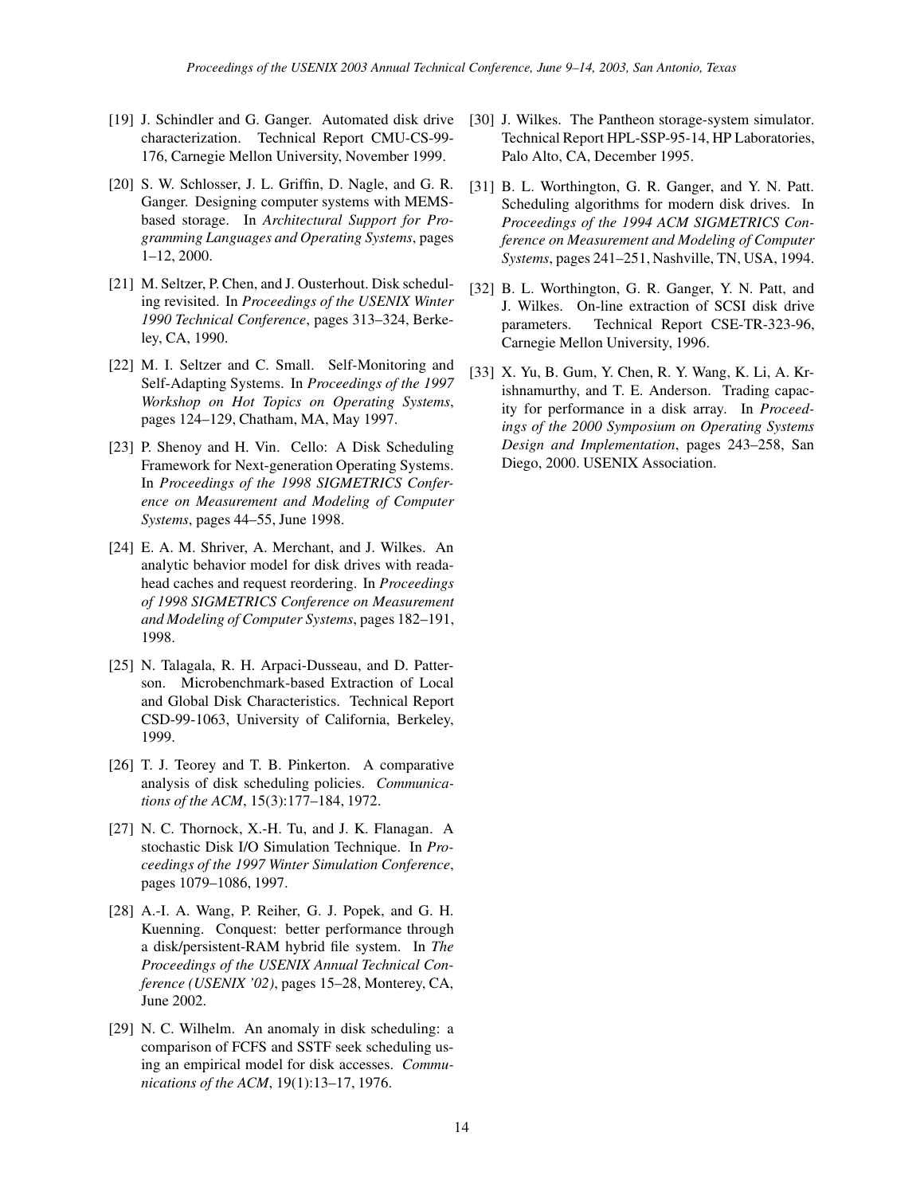[19] J. Schindler and G. Ganger. Automated disk drive characterization. Technical Report CMU-CS-99-176, Carnegie Mellon University, November 1999.

[20] S. W. Schlosser, J. L. Griffin, D. Nagle, and G. R. Ganger. Designing computer systems with MEMS-based storage. In *Architectural Support for Programming Languages and Operating Systems*, pages 1–12, 2000.

[21] M. Seltzer, P. Chen, and J. Ousterhout. Disk scheduling revisited. In *Proceedings of the USENIX Winter 1990 Technical Conference*, pages 313–324, Berkeley, CA, 1990.

[22] M. I. Seltzer and C. Small. Self-Monitoring and Self-Adapting Systems. In *Proceedings of the 1997 Workshop on Hot Topics on Operating Systems*, pages 124–129, Chatham, MA, May 1997.

[23] P. Shenoy and H. Vin. Cello: A Disk Scheduling Framework for Next-generation Operating Systems. In *Proceedings of the 1998 SIGMETRICS Conference on Measurement and Modeling of Computer Systems*, pages 44–55, June 1998.

[24] E. A. M. Shriver, A. Merchant, and J. Wilkes. An analytic behavior model for disk drives with readahead caches and request reordering. In *Proceedings of 1998 SIGMETRICS Conference on Measurement and Modeling of Computer Systems*, pages 182–191, 1998.

[25] N. Talagala, R. H. Arpaci-Dusseau, and D. Patterson. Microbenchmark-based Extraction of Local and Global Disk Characteristics. Technical Report CSD-99-1063, University of California, Berkeley, 1999.

[26] T. J. Teorey and T. B. Pinkerton. A comparative analysis of disk scheduling policies. *Communications of the ACM*, 15(3):177–184, 1972.

[27] N. C. Thornock, X.-H. Tu, and J. K. Flanagan. A stochastic Disk I/O Simulation Technique. In *Proceedings of the 1997 Winter Simulation Conference*, pages 1079–1086, 1997.

[28] A.-I. A. Wang, P. Reiher, G. J. Popek, and G. H. Kuenning. Conquest: better performance through a disk/persistent-RAM hybrid file system. In *The Proceedings of the USENIX Annual Technical Conference (USENIX '02)*, pages 15–28, Monterey, CA, June 2002.

[29] N. C. Wilhelm. An anomaly in disk scheduling: a comparison of FCFS and SSTF seek scheduling using an empirical model for disk accesses. *Communications of the ACM*, 19(1):13–17, 1976.

[30] J. Wilkes. The Pantheon storage-system simulator. Technical Report HPL-SSP-95-14, HP Laboratories, Palo Alto, CA, December 1995.

[31] B. L. Worthington, G. R. Ganger, and Y. N. Patt. Scheduling algorithms for modern disk drives. In *Proceedings of the 1994 ACM SIGMETRICS Conference on Measurement and Modeling of Computer Systems*, pages 241–251, Nashville, TN, USA, 1994.

[32] B. L. Worthington, G. R. Ganger, Y. N. Patt, and J. Wilkes. On-line extraction of SCSI disk drive parameters. Technical Report CSE-TR-323-96, Carnegie Mellon University, 1996.

[33] X. Yu, B. Gum, Y. Chen, R. Y. Wang, K. Li, A. Krishnamurthy, and T. E. Anderson. Trading capacity for performance in a disk array. In *Proceedings of the 2000 Symposium on Operating Systems Design and Implementation*, pages 243–258, San Diego, 2000. USENIX Association.